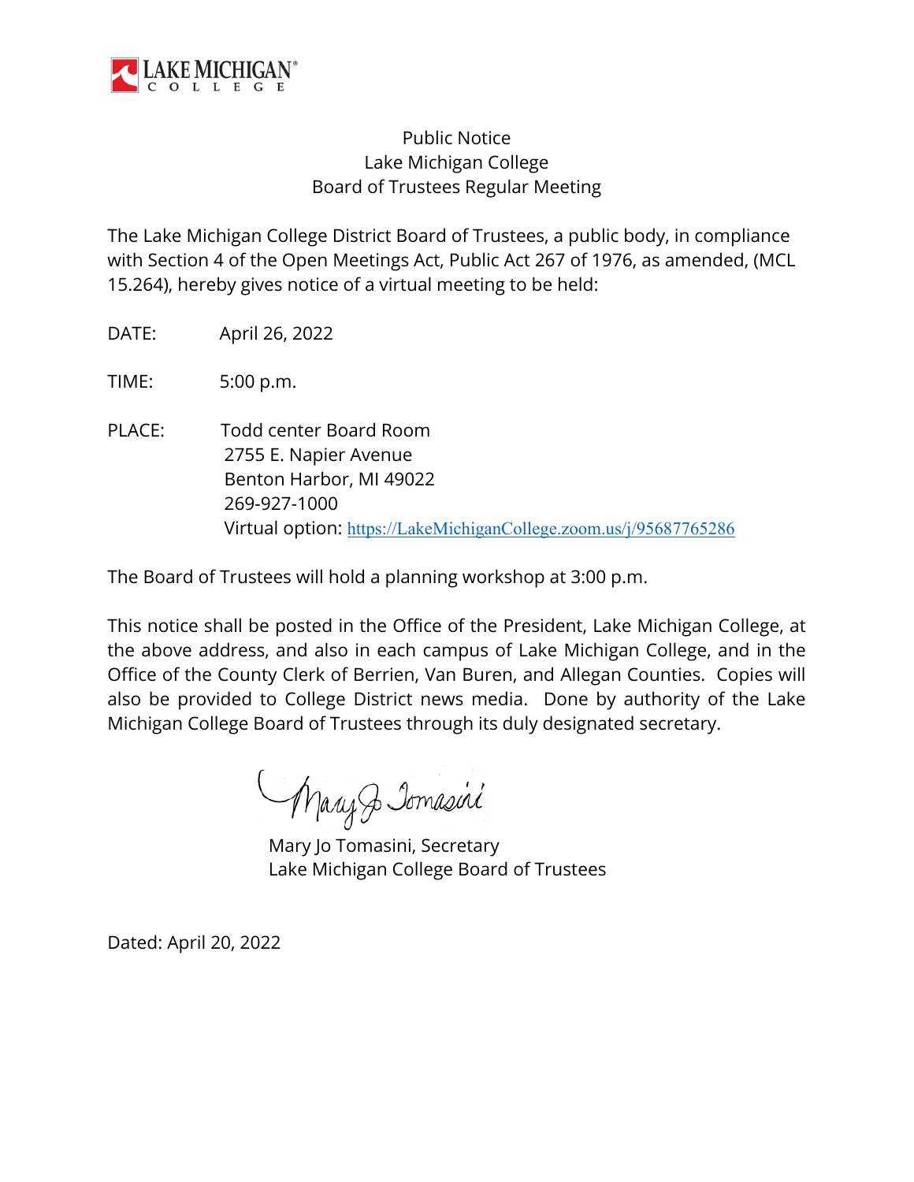LAKE MICHIGAN COLLEGE

Public Notice
Lake Michigan College
Board of Trustees Regular Meeting

The Lake Michigan College District Board of Trustees, a public body, in compliance with Section 4 of the Open Meetings Act, Public Act 267 of 1976, as amended, (MCL 15.264), hereby gives notice of a virtual meeting to be held:

DATE: April 26, 2022

TIME: 5:00 p.m.

PLACE: Todd center Board Room
2755 E. Napier Avenue
Benton Harbor, MI 49022
269-927-1000
Virtual option: https://LakeMichiganCollege.zoom.us/j/95687765286

The Board of Trustees will hold a planning workshop at 3:00 p.m.

This notice shall be posted in the Office of the President, Lake Michigan College, at the above address, and also in each campus of Lake Michigan College, and in the Office of the County Clerk of Berrien, Van Buren, and Allegan Counties. Copies will also be provided to College District news media. Done by authority of the Lake Michigan College Board of Trustees through its duly designated secretary.

Mary Jo Tomasini

Mary Jo Tomasini, Secretary
Lake Michigan College Board of Trustees

Dated: April 20, 2022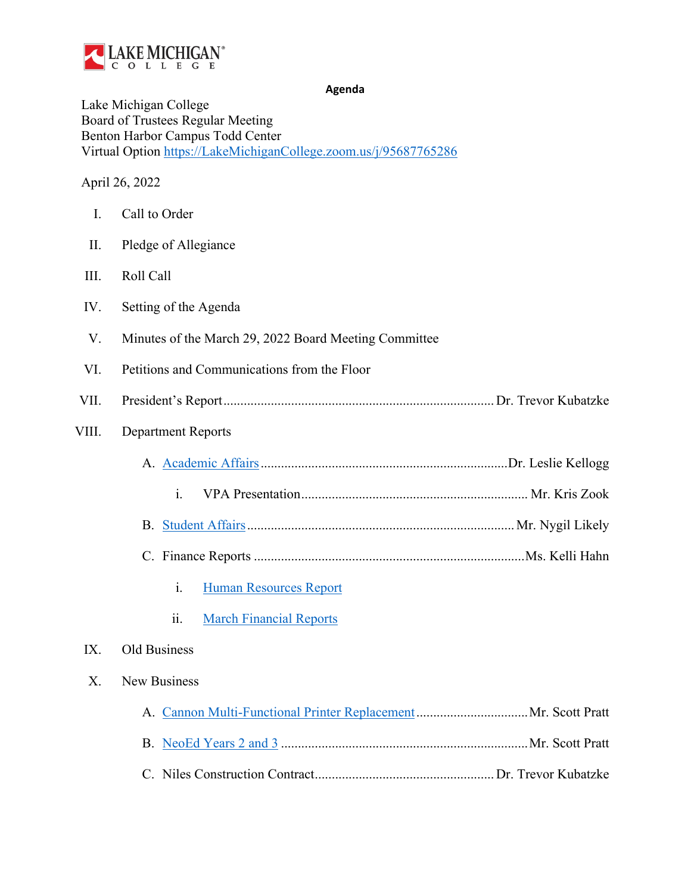LAKE MICHIGAN COLLEGE

**Agenda**

Lake Michigan College
Board of Trustees Regular Meeting
Benton Harbor Campus Todd Center
Virtual Option https://LakeMichiganCollege.zoom.us/j/95687765286

April 26, 2022

I. Call to Order

II. Pledge of Allegiance

III. Roll Call

IV. Setting of the Agenda

V. Minutes of the March 29, 2022 Board Meeting Committee

VI. Petitions and Communications from the Floor

VII. President's Report ........ Dr. Trevor Kubatzke

VIII. Department Reports

- A. Academic Affairs ........ Dr. Leslie Kellogg
  - i. VPA Presentation ........ Mr. Kris Zook
- B. Student Affairs ........ Mr. Nygil Likely
- C. Finance Reports ........ Ms. Kelli Hahn
  - i. Human Resources Report
  - ii. March Financial Reports

IX. Old Business

X. New Business

- A. Cannon Multi-Functional Printer Replacement ........ Mr. Scott Pratt
- B. NeoEd Years 2 and 3 ........ Mr. Scott Pratt
- C. Niles Construction Contract ........ Dr. Trevor Kubatzke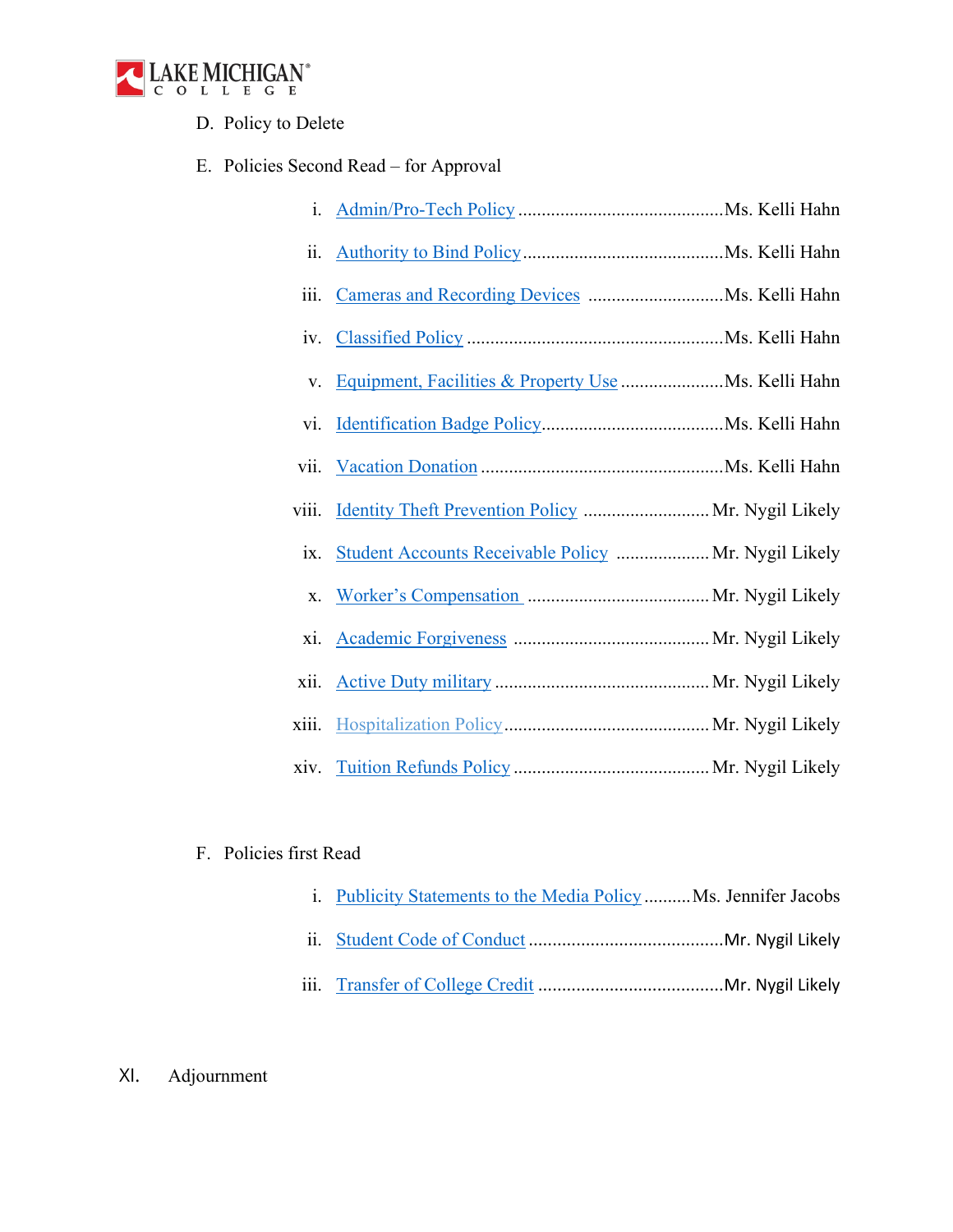D. Policy to Delete

E. Policies Second Read – for Approval

i. Admin/Pro-Tech Policy ............................................Ms. Kelli Hahn

ii. Authority to Bind Policy...........................................Ms. Kelli Hahn

iii. Cameras and Recording Devices .............................Ms. Kelli Hahn

iv. Classified Policy .......................................................Ms. Kelli Hahn

v. Equipment, Facilities & Property Use ......................Ms. Kelli Hahn

vi. Identification Badge Policy.......................................Ms. Kelli Hahn

vii. Vacation Donation ....................................................Ms. Kelli Hahn

viii. Identity Theft Prevention Policy ........................... Mr. Nygil Likely

ix. Student Accounts Receivable Policy .................... Mr. Nygil Likely

x. Worker's Compensation ....................................... Mr. Nygil Likely

xi. Academic Forgiveness .......................................... Mr. Nygil Likely

xii. Active Duty military ............................................. Mr. Nygil Likely

xiii. Hospitalization Policy............................................ Mr. Nygil Likely

xiv. Tuition Refunds Policy .......................................... Mr. Nygil Likely

F. Policies first Read

i. Publicity Statements to the Media Policy..........Ms. Jennifer Jacobs

ii. Student Code of Conduct .........................................Mr. Nygil Likely

iii. Transfer of College Credit .......................................Mr. Nygil Likely

XI. Adjournment